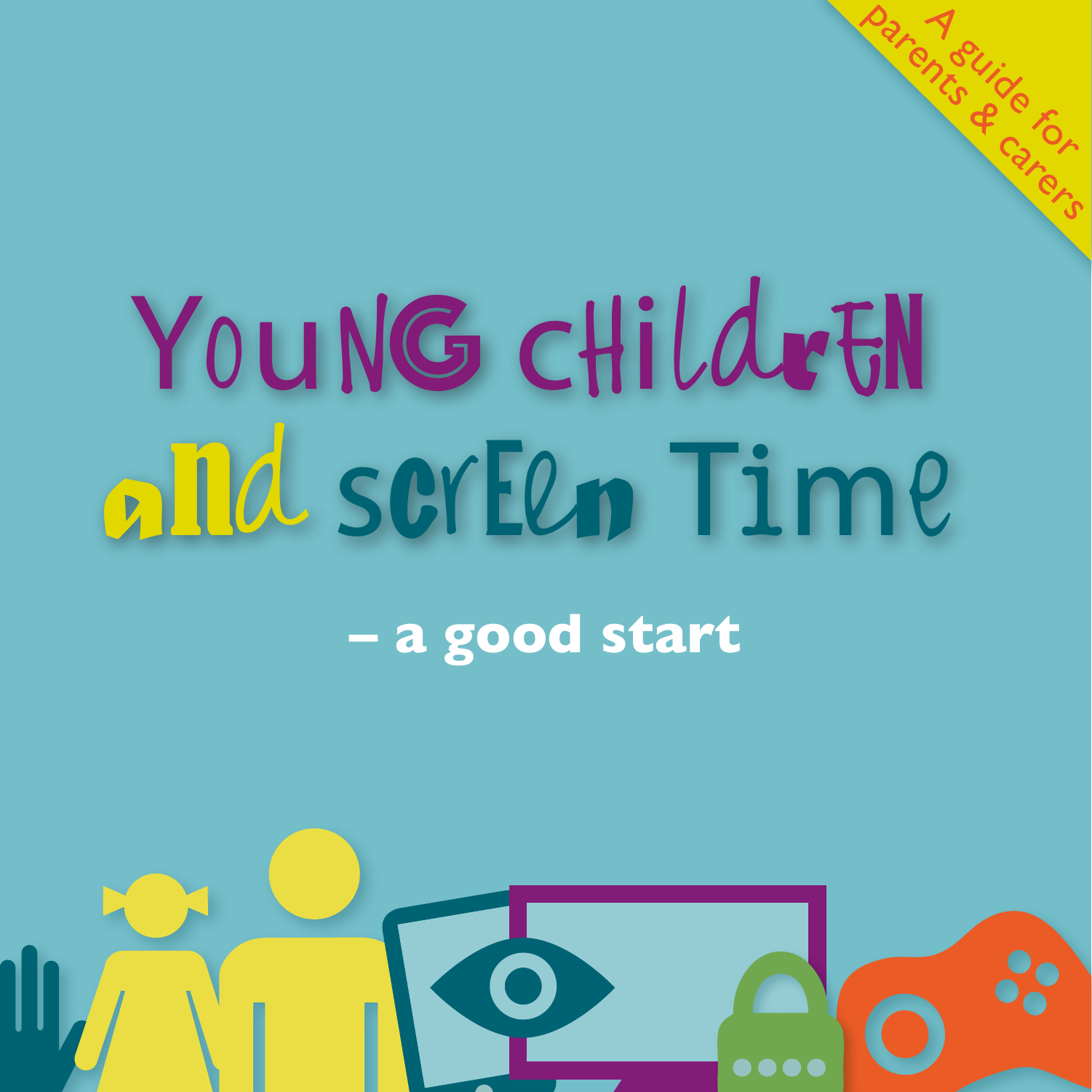A guide for parents & carers

# Young children and screen time

**– a good start**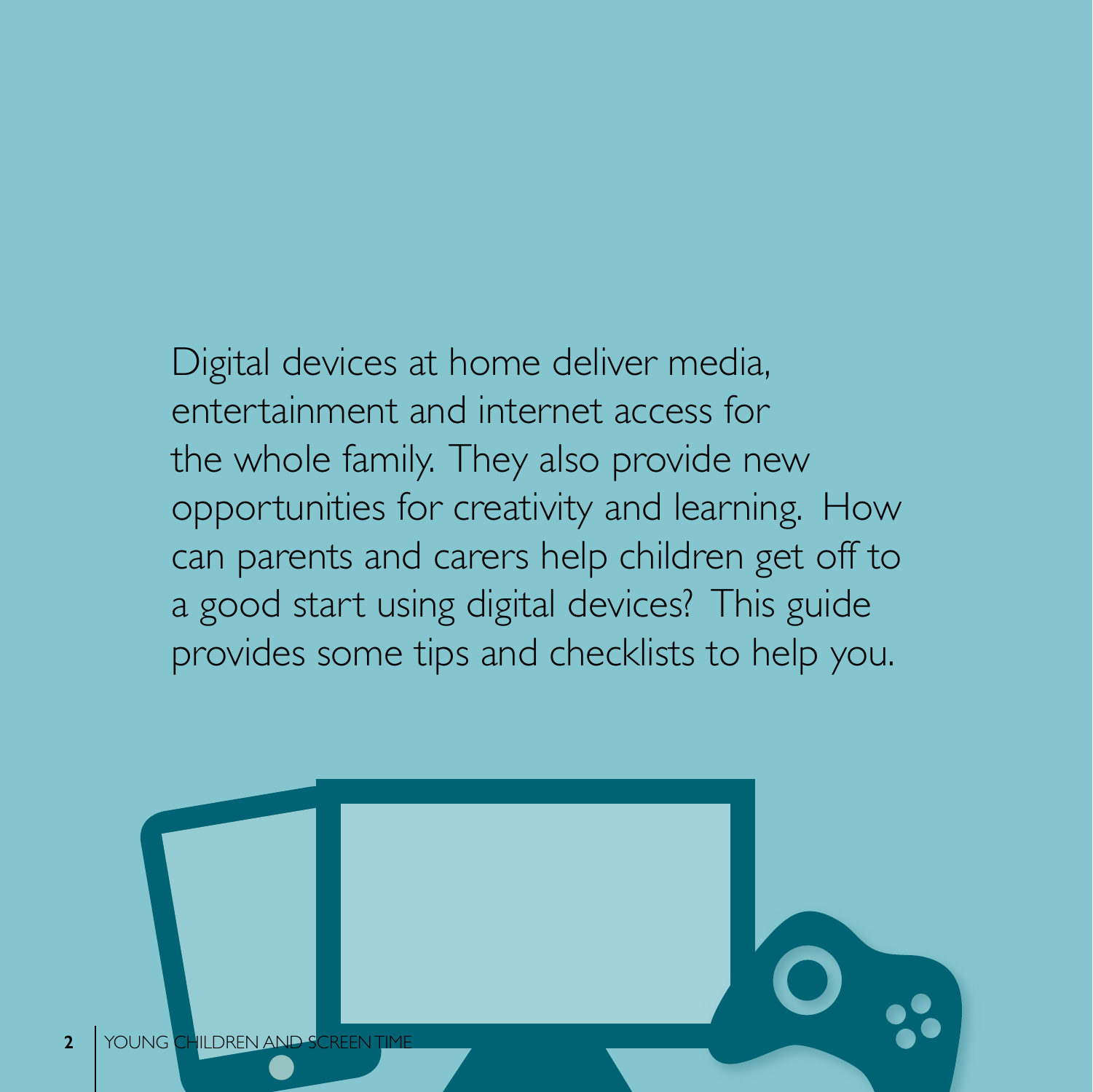Digital devices at home deliver media, entertainment and internet access for the whole family. They also provide new opportunities for creativity and learning. How can parents and carers help children get off to a good start using digital devices? This guide provides some tips and checklists to help you.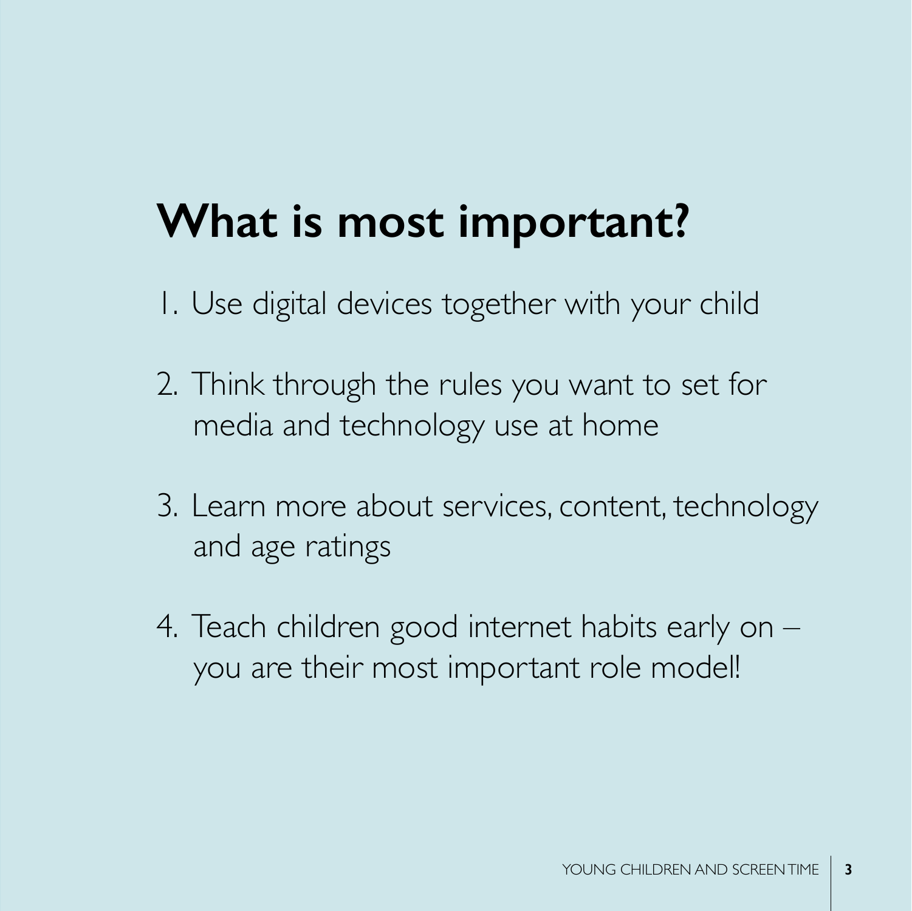# What is most important?

1. Use digital devices together with your child
2. Think through the rules you want to set for media and technology use at home
3. Learn more about services, content, technology and age ratings
4. Teach children good internet habits early on – you are their most important role model!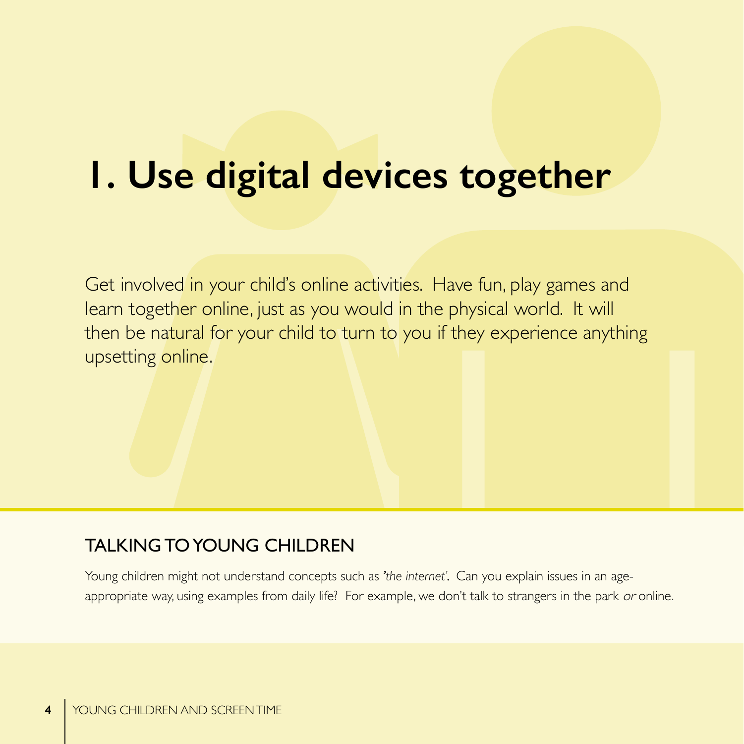# 1. Use digital devices together

Get involved in your child's online activities. Have fun, play games and learn together online, just as you would in the physical world. It will then be natural for your child to turn to you if they experience anything upsetting online.

## TALKING TO YOUNG CHILDREN

Young children might not understand concepts such as *'the internet'*. Can you explain issues in an age-appropriate way, using examples from daily life? For example, we don't talk to strangers in the park *or* online.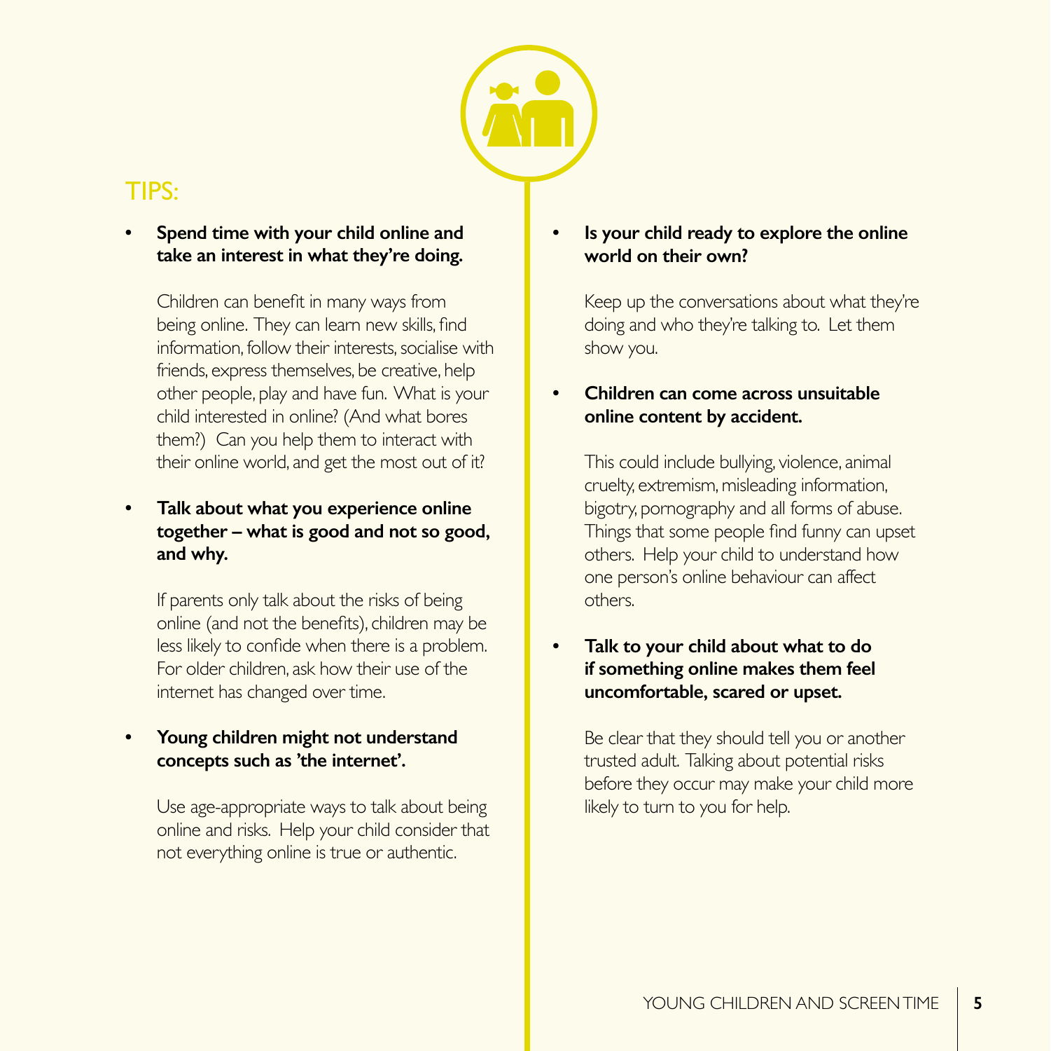## TIPS:

- **Spend time with your child online and take an interest in what they're doing.**

  Children can benefit in many ways from being online. They can learn new skills, find information, follow their interests, socialise with friends, express themselves, be creative, help other people, play and have fun. What is your child interested in online? (And what bores them?) Can you help them to interact with their online world, and get the most out of it?

- **Talk about what you experience online together – what is good and not so good, and why.**

  If parents only talk about the risks of being online (and not the benefits), children may be less likely to confide when there is a problem. For older children, ask how their use of the internet has changed over time.

- **Young children might not understand concepts such as 'the internet'.**

  Use age-appropriate ways to talk about being online and risks. Help your child consider that not everything online is true or authentic.

- **Is your child ready to explore the online world on their own?**

  Keep up the conversations about what they're doing and who they're talking to. Let them show you.

- **Children can come across unsuitable online content by accident.**

  This could include bullying, violence, animal cruelty, extremism, misleading information, bigotry, pornography and all forms of abuse. Things that some people find funny can upset others. Help your child to understand how one person's online behaviour can affect others.

- **Talk to your child about what to do if something online makes them feel uncomfortable, scared or upset.**

  Be clear that they should tell you or another trusted adult. Talking about potential risks before they occur may make your child more likely to turn to you for help.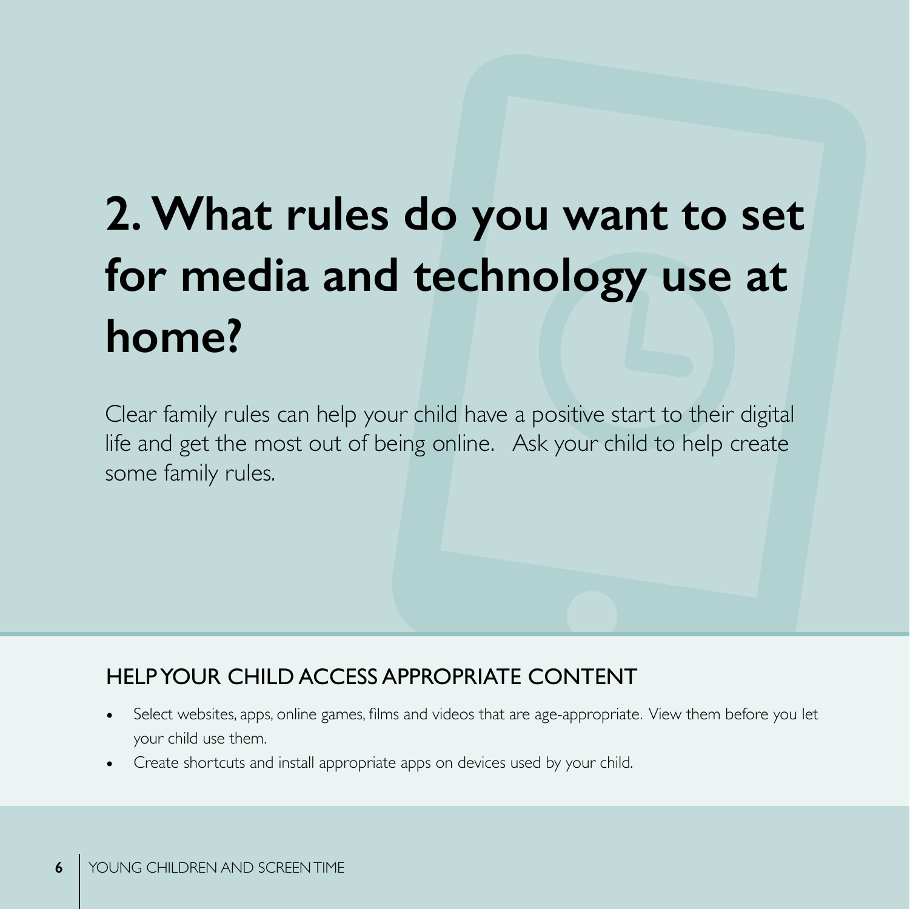# 2. What rules do you want to set for media and technology use at home?

Clear family rules can help your child have a positive start to their digital life and get the most out of being online. Ask your child to help create some family rules.

## HELP YOUR CHILD ACCESS APPROPRIATE CONTENT

- Select websites, apps, online games, films and videos that are age-appropriate. View them before you let your child use them.
- Create shortcuts and install appropriate apps on devices used by your child.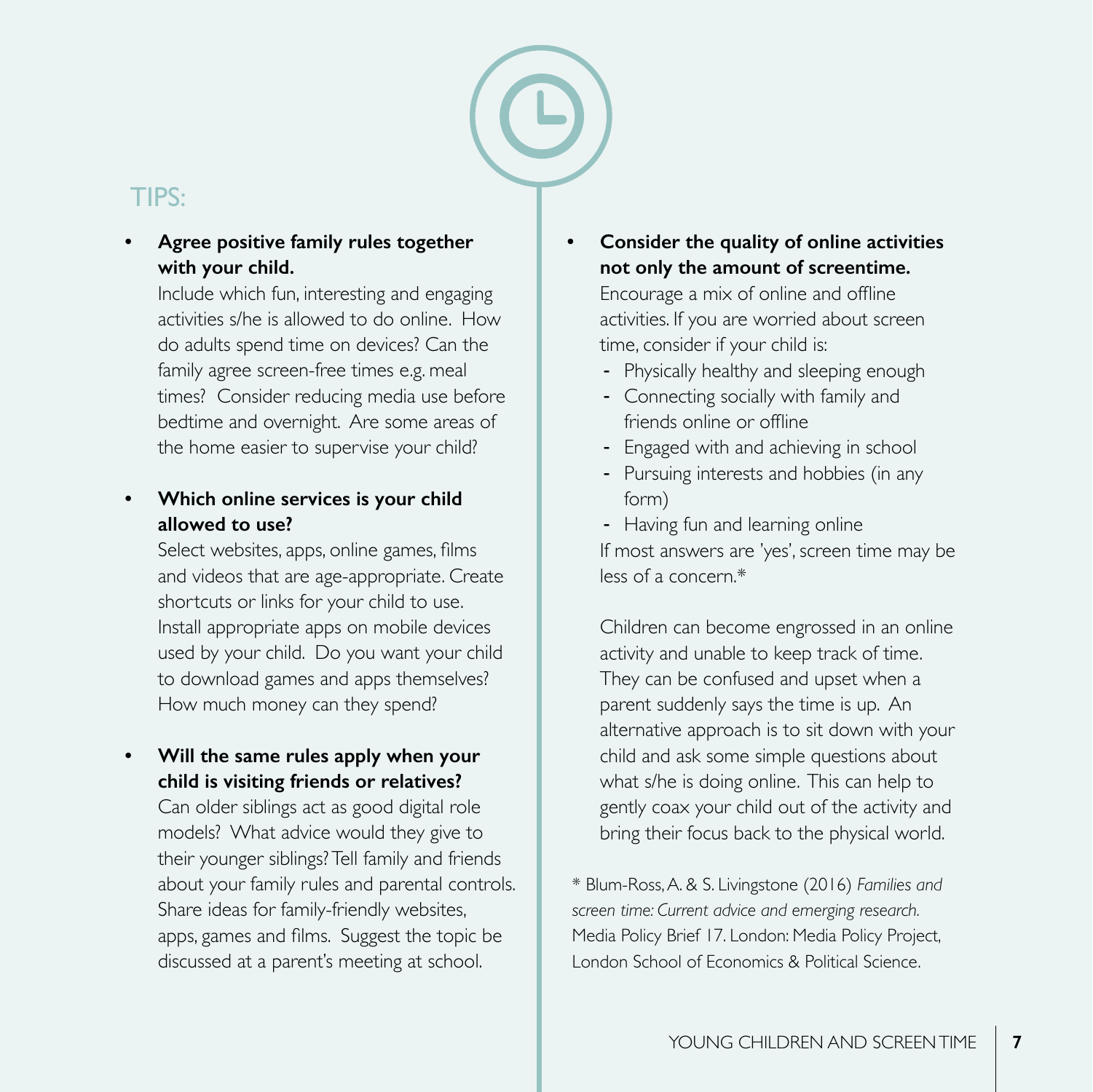## TIPS:

- **Agree positive family rules together with your child.**
  Include which fun, interesting and engaging activities s/he is allowed to do online. How do adults spend time on devices? Can the family agree screen-free times e.g. meal times? Consider reducing media use before bedtime and overnight. Are some areas of the home easier to supervise your child?

- **Which online services is your child allowed to use?**
  Select websites, apps, online games, films and videos that are age-appropriate. Create shortcuts or links for your child to use. Install appropriate apps on mobile devices used by your child. Do you want your child to download games and apps themselves? How much money can they spend?

- **Will the same rules apply when your child is visiting friends or relatives?**
  Can older siblings act as good digital role models? What advice would they give to their younger siblings? Tell family and friends about your family rules and parental controls. Share ideas for family-friendly websites, apps, games and films. Suggest the topic be discussed at a parent's meeting at school.

- **Consider the quality of online activities not only the amount of screentime.**
  Encourage a mix of online and offline activities. If you are worried about screen time, consider if your child is:
  - Physically healthy and sleeping enough
  - Connecting socially with family and friends online or offline
  - Engaged with and achieving in school
  - Pursuing interests and hobbies (in any form)
  - Having fun and learning online

  If most answers are 'yes', screen time may be less of a concern.*

  Children can become engrossed in an online activity and unable to keep track of time. They can be confused and upset when a parent suddenly says the time is up. An alternative approach is to sit down with your child and ask some simple questions about what s/he is doing online. This can help to gently coax your child out of the activity and bring their focus back to the physical world.

\* Blum-Ross, A. & S. Livingstone (2016) *Families and screen time: Current advice and emerging research.* Media Policy Brief 17. London: Media Policy Project, London School of Economics & Political Science.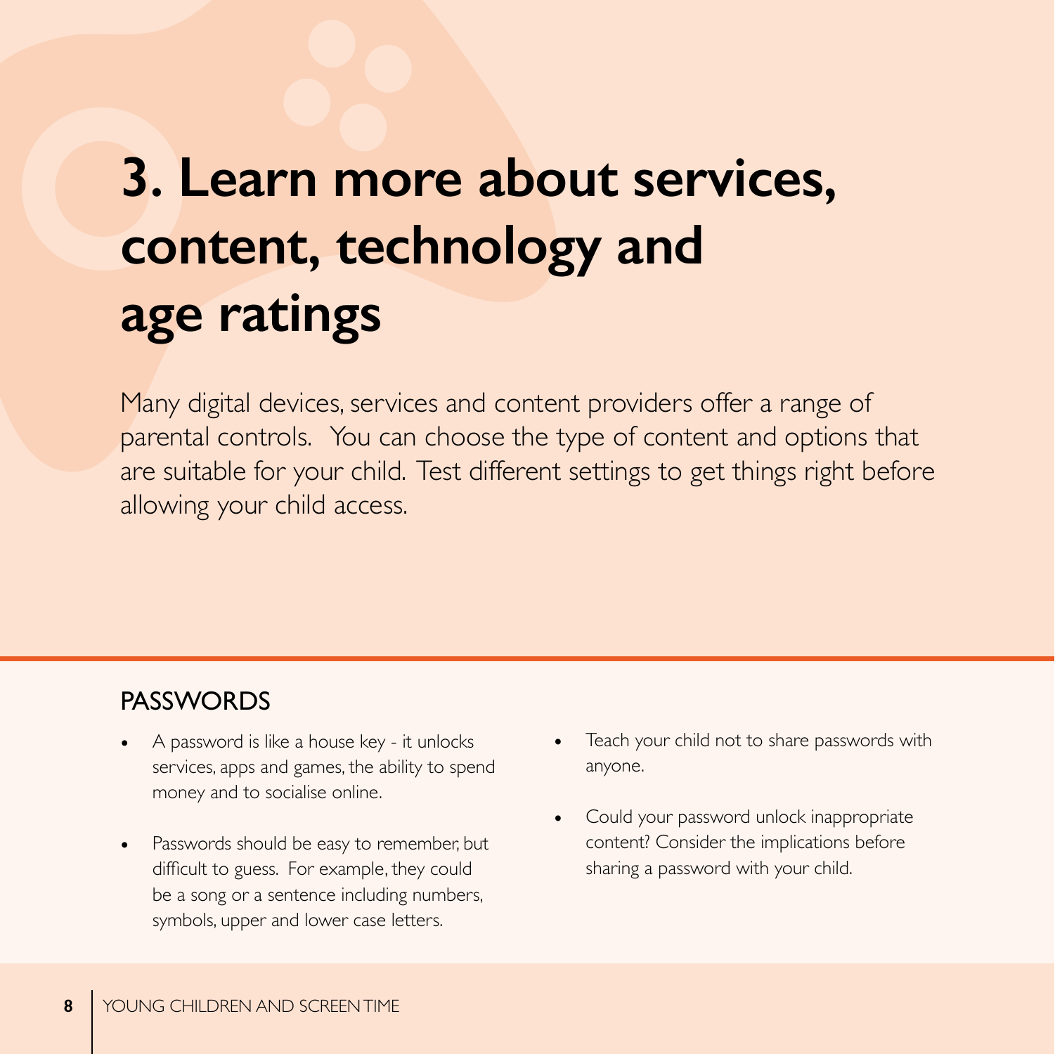# 3. Learn more about services, content, technology and age ratings

Many digital devices, services and content providers offer a range of parental controls. You can choose the type of content and options that are suitable for your child. Test different settings to get things right before allowing your child access.

## PASSWORDS

- A password is like a house key - it unlocks services, apps and games, the ability to spend money and to socialise online.
- Passwords should be easy to remember, but difficult to guess. For example, they could be a song or a sentence including numbers, symbols, upper and lower case letters.
- Teach your child not to share passwords with anyone.
- Could your password unlock inappropriate content? Consider the implications before sharing a password with your child.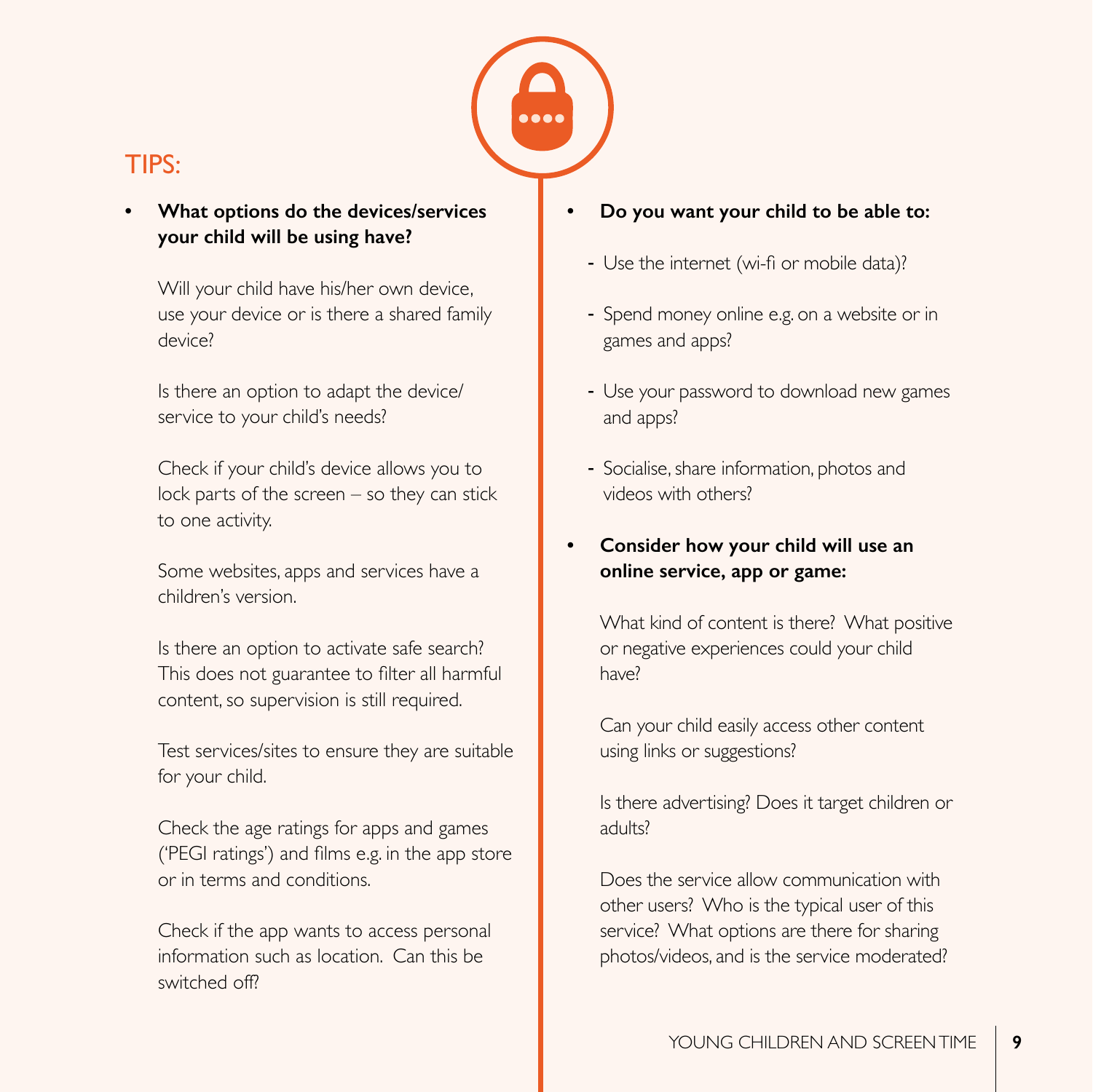## TIPS:

- **What options do the devices/services your child will be using have?**

  Will your child have his/her own device, use your device or is there a shared family device?

  Is there an option to adapt the device/ service to your child's needs?

  Check if your child's device allows you to lock parts of the screen – so they can stick to one activity.

  Some websites, apps and services have a children's version.

  Is there an option to activate safe search? This does not guarantee to filter all harmful content, so supervision is still required.

  Test services/sites to ensure they are suitable for your child.

  Check the age ratings for apps and games ('PEGI ratings') and films e.g. in the app store or in terms and conditions.

  Check if the app wants to access personal information such as location. Can this be switched off?

- **Do you want your child to be able to:**

  - Use the internet (wi-fi or mobile data)?
  - Spend money online e.g. on a website or in games and apps?
  - Use your password to download new games and apps?
  - Socialise, share information, photos and videos with others?

- **Consider how your child will use an online service, app or game:**

  What kind of content is there? What positive or negative experiences could your child have?

  Can your child easily access other content using links or suggestions?

  Is there advertising? Does it target children or adults?

  Does the service allow communication with other users? Who is the typical user of this service? What options are there for sharing photos/videos, and is the service moderated?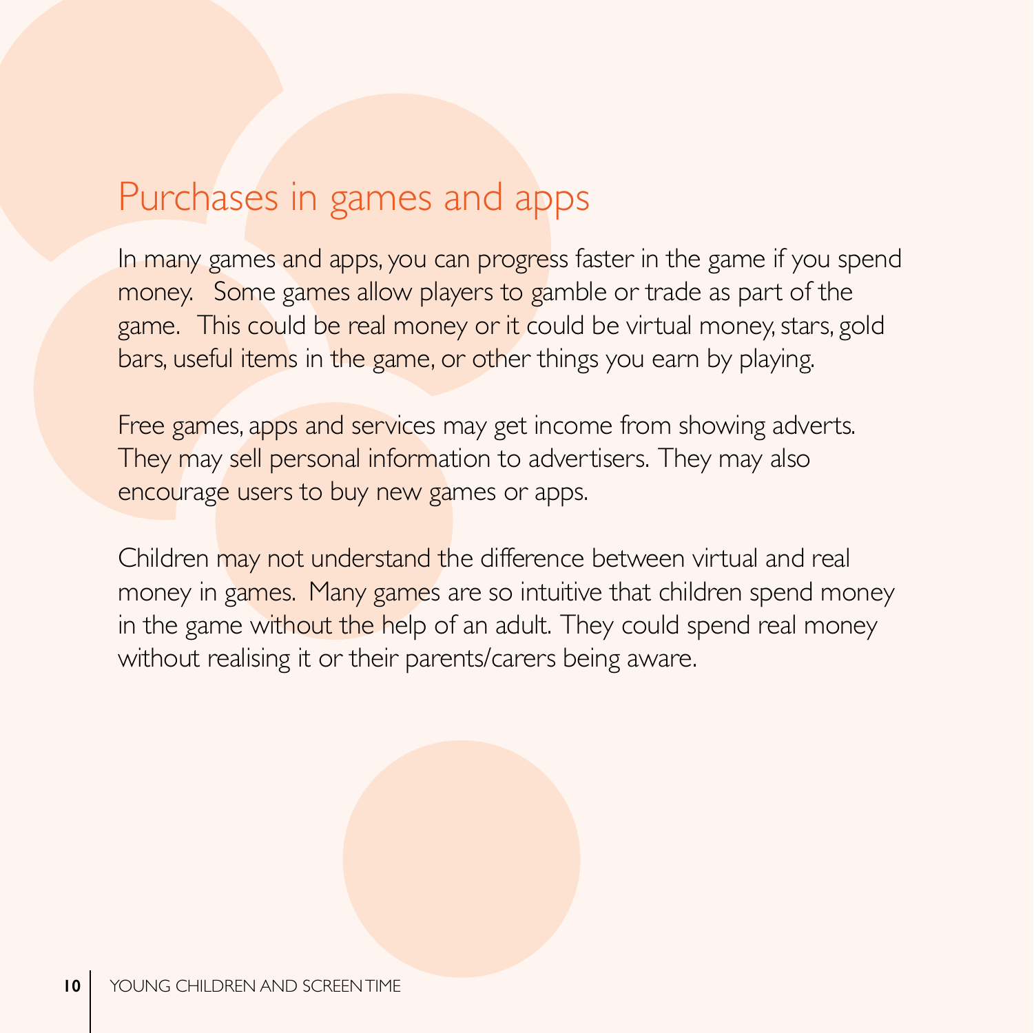## Purchases in games and apps

In many games and apps, you can progress faster in the game if you spend money. Some games allow players to gamble or trade as part of the game. This could be real money or it could be virtual money, stars, gold bars, useful items in the game, or other things you earn by playing.

Free games, apps and services may get income from showing adverts. They may sell personal information to advertisers. They may also encourage users to buy new games or apps.

Children may not understand the difference between virtual and real money in games. Many games are so intuitive that children spend money in the game without the help of an adult. They could spend real money without realising it or their parents/carers being aware.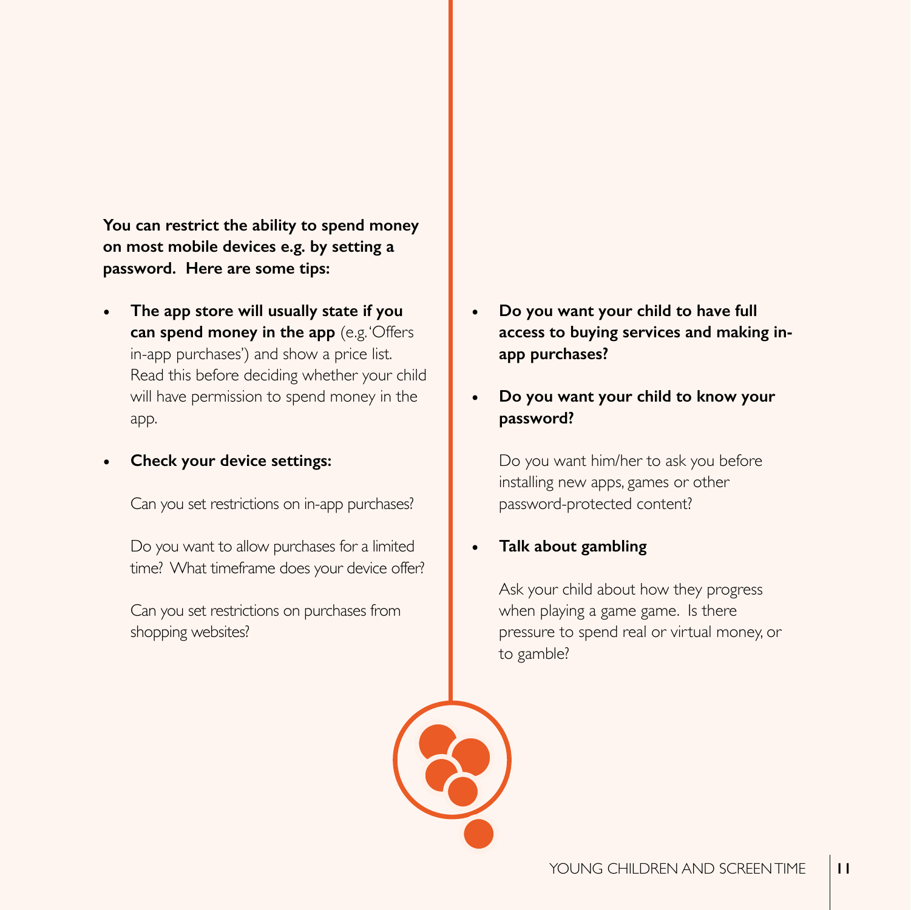**You can restrict the ability to spend money on most mobile devices e.g. by setting a password. Here are some tips:**

- **The app store will usually state if you can spend money in the app** (e.g. 'Offers in-app purchases') and show a price list. Read this before deciding whether your child will have permission to spend money in the app.

- **Check your device settings:**

  Can you set restrictions on in-app purchases?

  Do you want to allow purchases for a limited time? What timeframe does your device offer?

  Can you set restrictions on purchases from shopping websites?

- **Do you want your child to have full access to buying services and making in-app purchases?**

- **Do you want your child to know your password?**

  Do you want him/her to ask you before installing new apps, games or other password-protected content?

- **Talk about gambling**

  Ask your child about how they progress when playing a game game. Is there pressure to spend real or virtual money, or to gamble?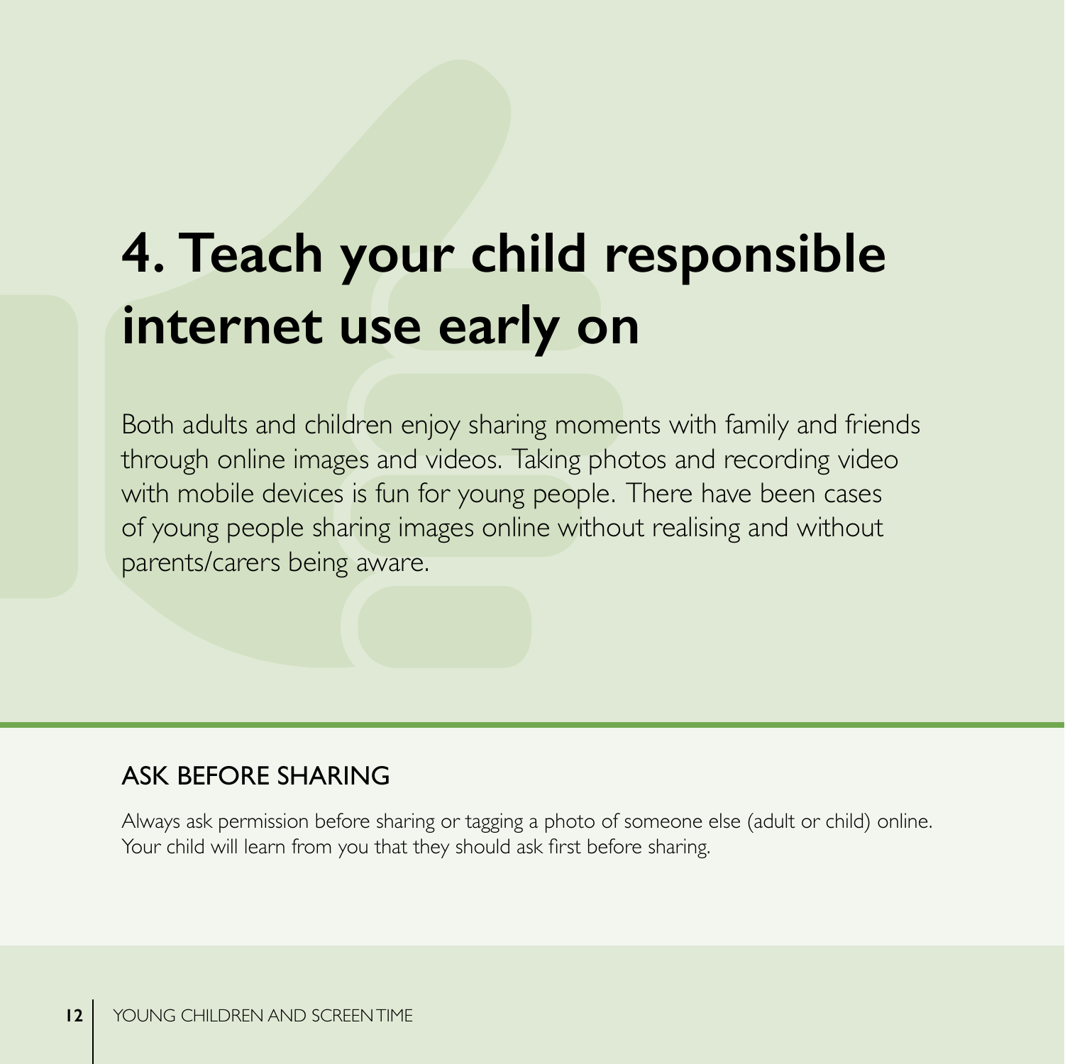# 4. Teach your child responsible internet use early on

Both adults and children enjoy sharing moments with family and friends through online images and videos. Taking photos and recording video with mobile devices is fun for young people. There have been cases of young people sharing images online without realising and without parents/carers being aware.

## ASK BEFORE SHARING

Always ask permission before sharing or tagging a photo of someone else (adult or child) online. Your child will learn from you that they should ask first before sharing.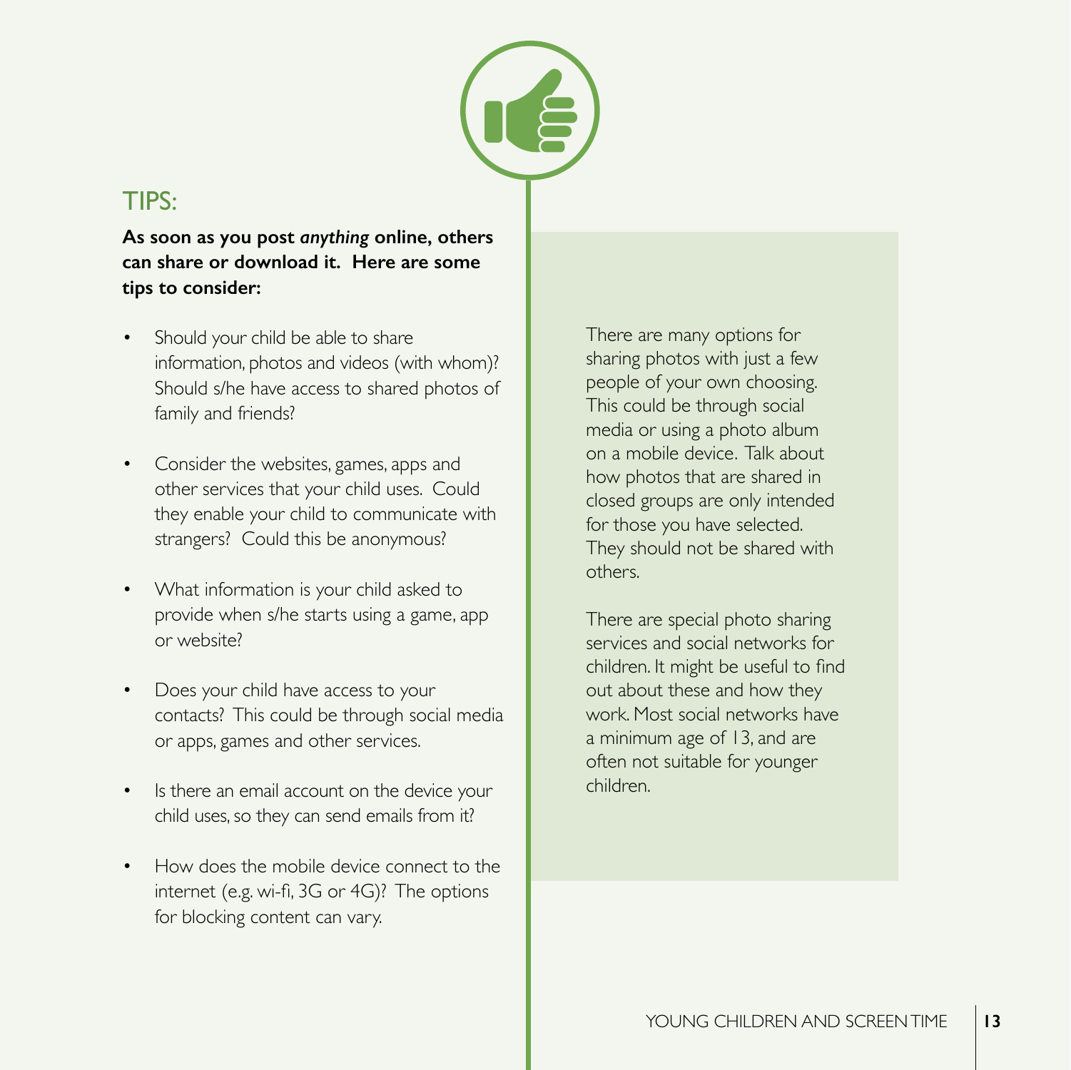## TIPS:

**As soon as you post *anything* online, others can share or download it. Here are some tips to consider:**

- Should your child be able to share information, photos and videos (with whom)? Should s/he have access to shared photos of family and friends?
- Consider the websites, games, apps and other services that your child uses. Could they enable your child to communicate with strangers? Could this be anonymous?
- What information is your child asked to provide when s/he starts using a game, app or website?
- Does your child have access to your contacts? This could be through social media or apps, games and other services.
- Is there an email account on the device your child uses, so they can send emails from it?
- How does the mobile device connect to the internet (e.g. wi-fi, 3G or 4G)? The options for blocking content can vary.

There are many options for sharing photos with just a few people of your own choosing. This could be through social media or using a photo album on a mobile device. Talk about how photos that are shared in closed groups are only intended for those you have selected. They should not be shared with others.

There are special photo sharing services and social networks for children. It might be useful to find out about these and how they work. Most social networks have a minimum age of 13, and are often not suitable for younger children.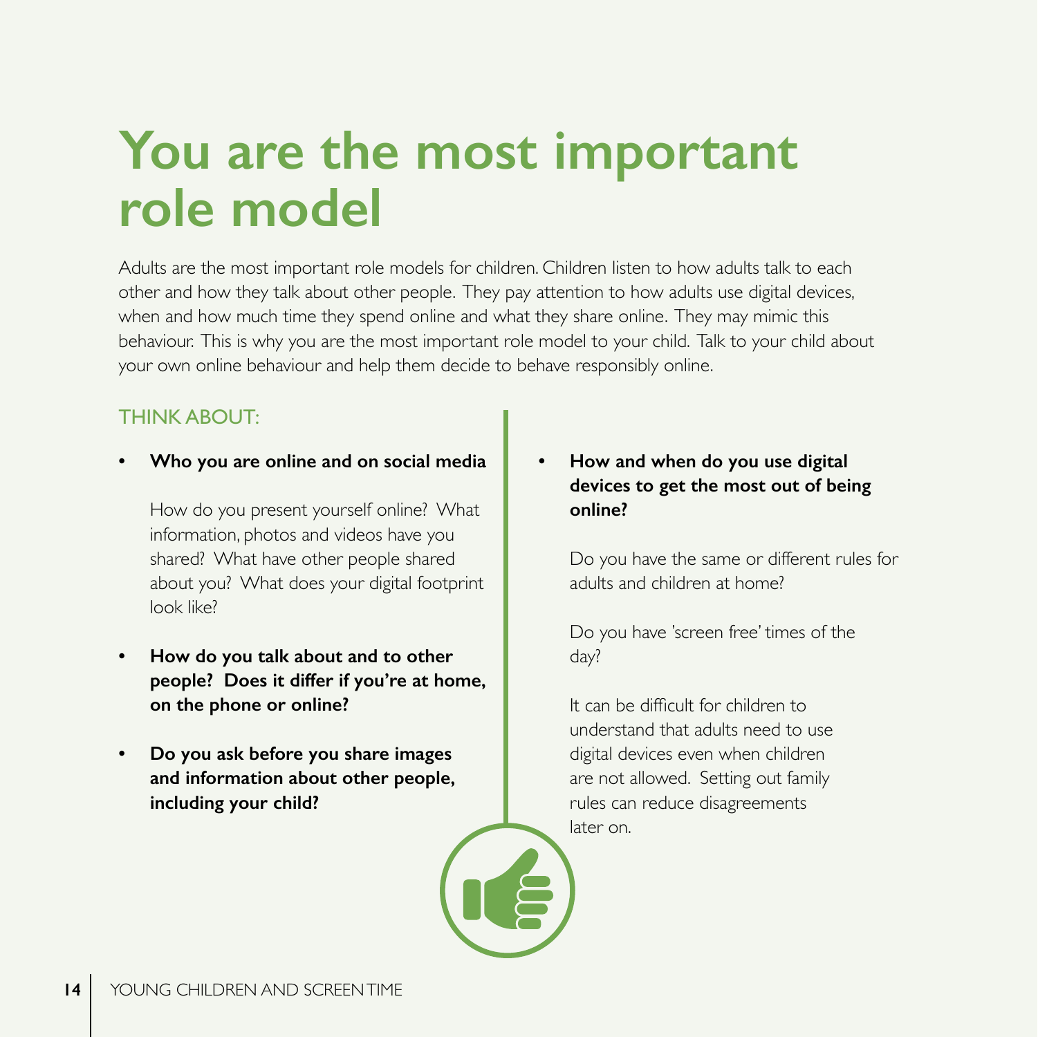# You are the most important role model

Adults are the most important role models for children. Children listen to how adults talk to each other and how they talk about other people. They pay attention to how adults use digital devices, when and how much time they spend online and what they share online. They may mimic this behaviour. This is why you are the most important role model to your child. Talk to your child about your own online behaviour and help them decide to behave responsibly online.

THINK ABOUT:

- **Who you are online and on social media**

  How do you present yourself online? What information, photos and videos have you shared? What have other people shared about you? What does your digital footprint look like?

- **How do you talk about and to other people? Does it differ if you're at home, on the phone or online?**

- **Do you ask before you share images and information about other people, including your child?**

- **How and when do you use digital devices to get the most out of being online?**

  Do you have the same or different rules for adults and children at home?

  Do you have 'screen free' times of the day?

  It can be difficult for children to understand that adults need to use digital devices even when children are not allowed. Setting out family rules can reduce disagreements later on.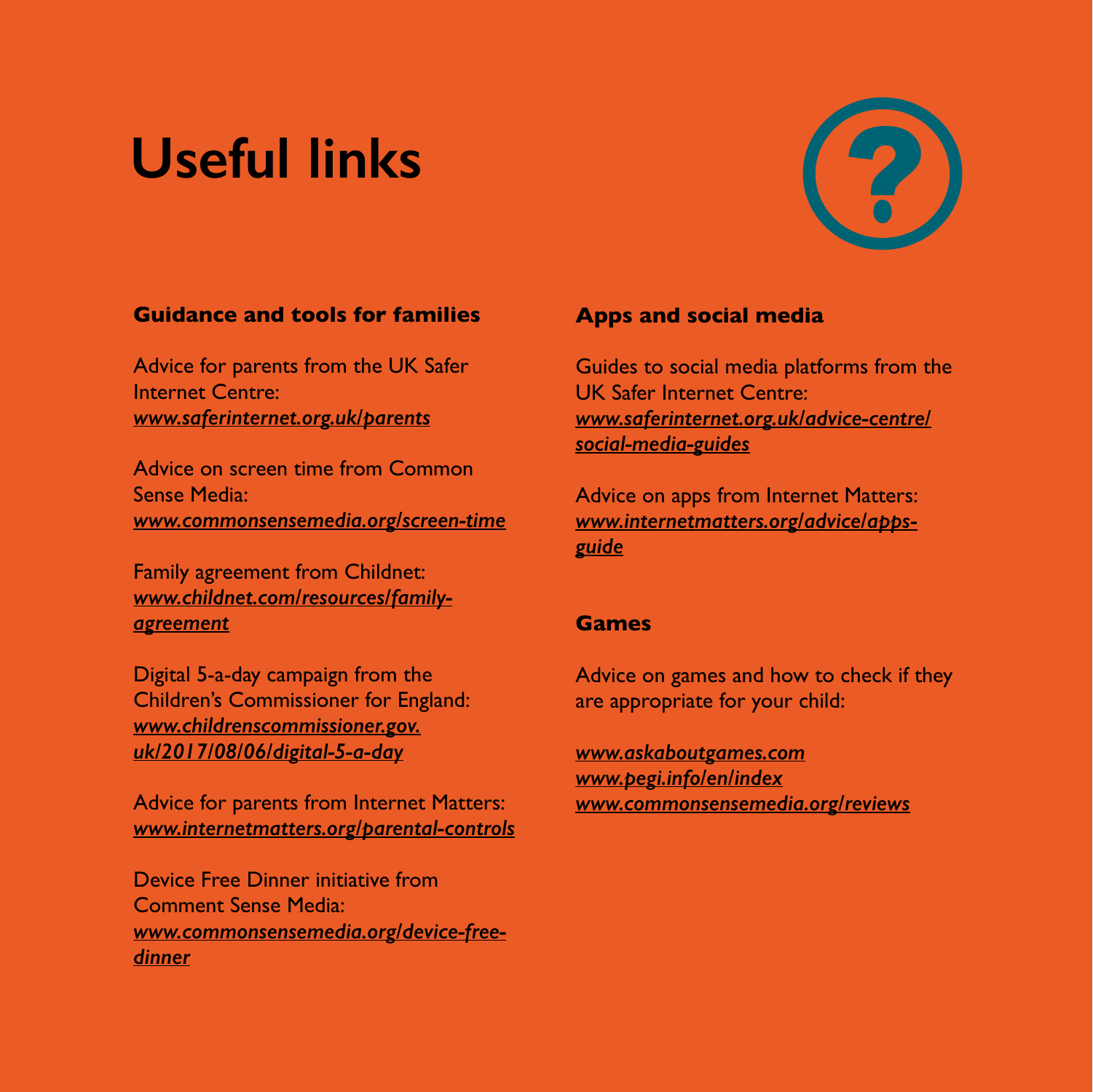# Useful links

### Guidance and tools for families

Advice for parents from the UK Safer Internet Centre:
*www.saferinternet.org.uk/parents*

Advice on screen time from Common Sense Media:
*www.commonsensemedia.org/screen-time*

Family agreement from Childnet:
*www.childnet.com/resources/family-agreement*

Digital 5-a-day campaign from the Children's Commissioner for England:
*www.childrenscommissioner.gov.uk/2017/08/06/digital-5-a-day*

Advice for parents from Internet Matters:
*www.internetmatters.org/parental-controls*

Device Free Dinner initiative from Comment Sense Media:
*www.commonsensemedia.org/device-free-dinner*

### Apps and social media

Guides to social media platforms from the UK Safer Internet Centre:
*www.saferinternet.org.uk/advice-centre/social-media-guides*

Advice on apps from Internet Matters:
*www.internetmatters.org/advice/apps-guide*

### Games

Advice on games and how to check if they are appropriate for your child:

*www.askaboutgames.com*
*www.pegi.info/en/index*
*www.commonsensemedia.org/reviews*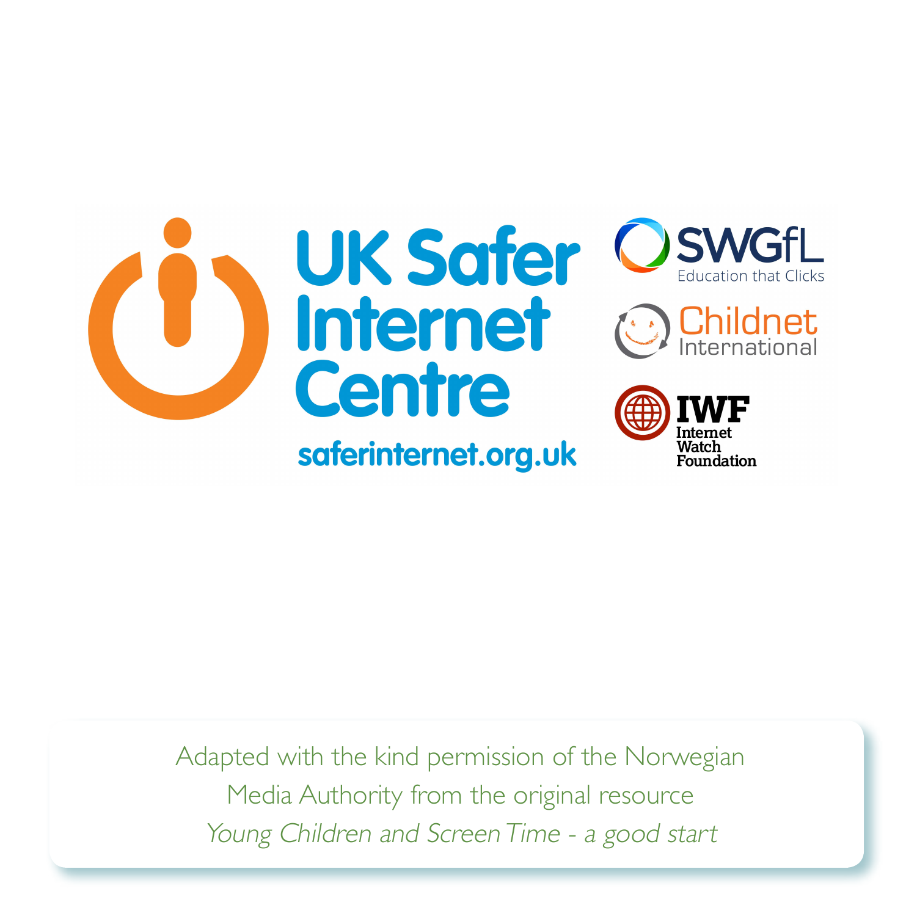UK Safer Internet Centre

saferinternet.org.uk

SWGfL
Education that Clicks

Childnet International

IWF
Internet Watch Foundation

Adapted with the kind permission of the Norwegian Media Authority from the original resource *Young Children and Screen Time - a good start*